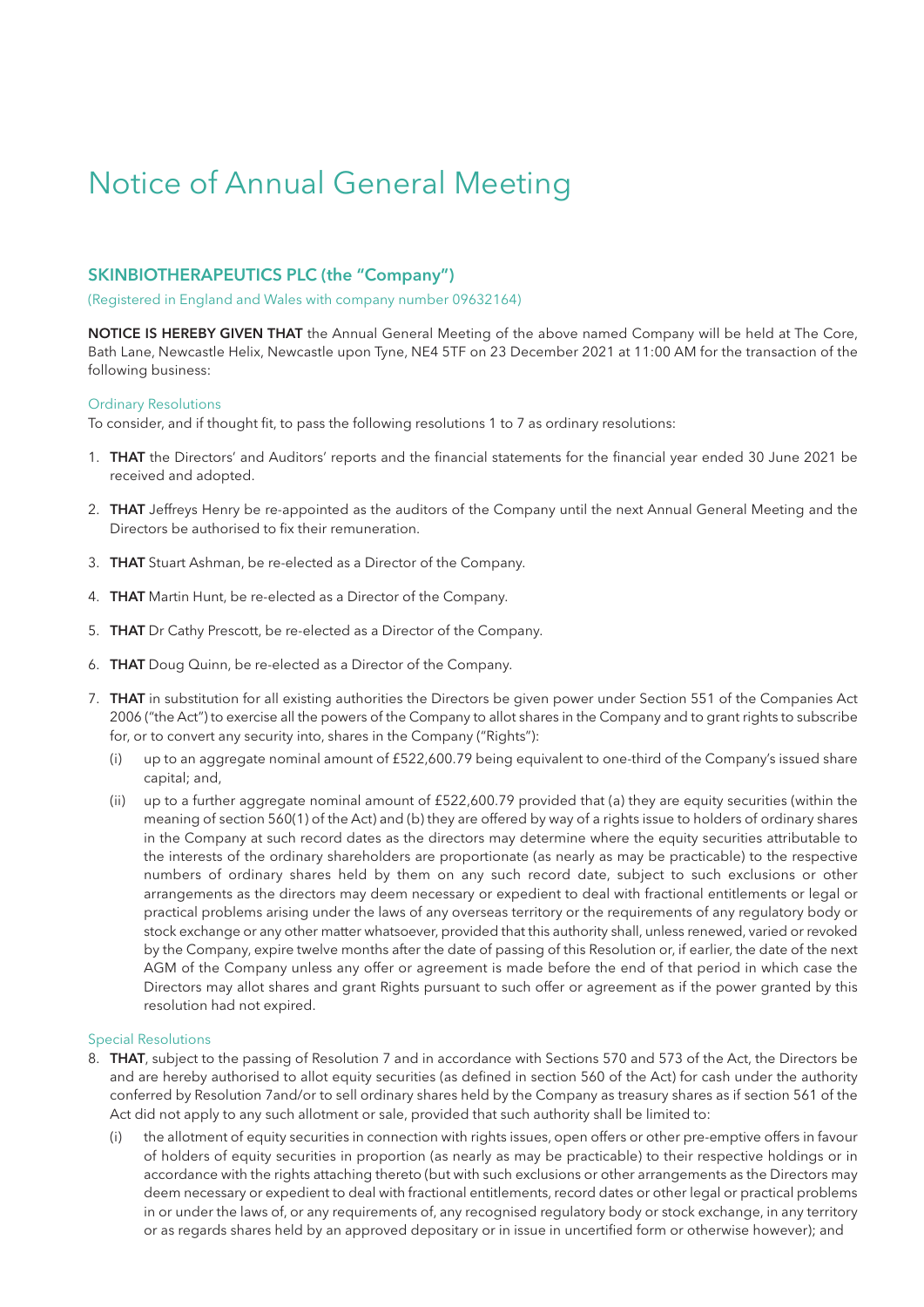# Notice of Annual General Meeting

## SKINBIOTHERAPEUTICS PLC (the "Company")

(Registered in England and Wales with company number 09632164)

**NOTICE IS HEREBY GIVEN THAT** the Annual General Meeting of the above named Company will be held at The Core, Bath Lane, Newcastle Helix, Newcastle upon Tyne, NE4 5TF on 23 December 2021 at 11:00 AM for the transaction of the following business:

### Ordinary Resolutions

To consider, and if thought fit, to pass the following resolutions 1 to 7 as ordinary resolutions:

1. **THAT** the Directors' and Auditors' reports and the financial statements for the financial year ended 30 June 2021 be received and adopted.

2. **THAT** Jeffreys Henry be re-appointed as the auditors of the Company until the next Annual General Meeting and the Directors be authorised to fix their remuneration.

3. **THAT** Stuart Ashman, be re-elected as a Director of the Company.

4. **THAT** Martin Hunt, be re-elected as a Director of the Company.

5. **THAT** Dr Cathy Prescott, be re-elected as a Director of the Company.

6. **THAT** Doug Quinn, be re-elected as a Director of the Company.

7. **THAT** in substitution for all existing authorities the Directors be given power under Section 551 of the Companies Act 2006 ("the Act") to exercise all the powers of the Company to allot shares in the Company and to grant rights to subscribe for, or to convert any security into, shares in the Company ("Rights"):

   (i) up to an aggregate nominal amount of £522,600.79 being equivalent to one-third of the Company's issued share capital; and,

   (ii) up to a further aggregate nominal amount of £522,600.79 provided that (a) they are equity securities (within the meaning of section 560(1) of the Act) and (b) they are offered by way of a rights issue to holders of ordinary shares in the Company at such record dates as the directors may determine where the equity securities attributable to the interests of the ordinary shareholders are proportionate (as nearly as may be practicable) to the respective numbers of ordinary shares held by them on any such record date, subject to such exclusions or other arrangements as the directors may deem necessary or expedient to deal with fractional entitlements or legal or practical problems arising under the laws of any overseas territory or the requirements of any regulatory body or stock exchange or any other matter whatsoever, provided that this authority shall, unless renewed, varied or revoked by the Company, expire twelve months after the date of passing of this Resolution or, if earlier, the date of the next AGM of the Company unless any offer or agreement is made before the end of that period in which case the Directors may allot shares and grant Rights pursuant to such offer or agreement as if the power granted by this resolution had not expired.

### Special Resolutions

8. **THAT**, subject to the passing of Resolution 7 and in accordance with Sections 570 and 573 of the Act, the Directors be and are hereby authorised to allot equity securities (as defined in section 560 of the Act) for cash under the authority conferred by Resolution 7and/or to sell ordinary shares held by the Company as treasury shares as if section 561 of the Act did not apply to any such allotment or sale, provided that such authority shall be limited to:

   (i) the allotment of equity securities in connection with rights issues, open offers or other pre-emptive offers in favour of holders of equity securities in proportion (as nearly as may be practicable) to their respective holdings or in accordance with the rights attaching thereto (but with such exclusions or other arrangements as the Directors may deem necessary or expedient to deal with fractional entitlements, record dates or other legal or practical problems in or under the laws of, or any requirements of, any recognised regulatory body or stock exchange, in any territory or as regards shares held by an approved depositary or in issue in uncertified form or otherwise however); and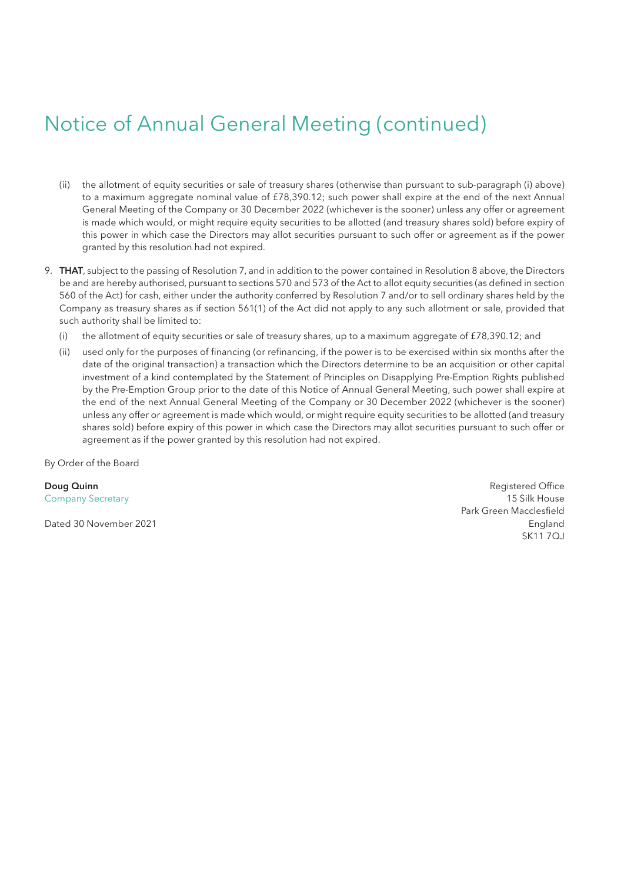# Notice of Annual General Meeting (continued)

(ii) the allotment of equity securities or sale of treasury shares (otherwise than pursuant to sub-paragraph (i) above) to a maximum aggregate nominal value of £78,390.12; such power shall expire at the end of the next Annual General Meeting of the Company or 30 December 2022 (whichever is the sooner) unless any offer or agreement is made which would, or might require equity securities to be allotted (and treasury shares sold) before expiry of this power in which case the Directors may allot securities pursuant to such offer or agreement as if the power granted by this resolution had not expired.

9. **THAT**, subject to the passing of Resolution 7, and in addition to the power contained in Resolution 8 above, the Directors be and are hereby authorised, pursuant to sections 570 and 573 of the Act to allot equity securities (as defined in section 560 of the Act) for cash, either under the authority conferred by Resolution 7 and/or to sell ordinary shares held by the Company as treasury shares as if section 561(1) of the Act did not apply to any such allotment or sale, provided that such authority shall be limited to:

   (i) the allotment of equity securities or sale of treasury shares, up to a maximum aggregate of £78,390.12; and

   (ii) used only for the purposes of financing (or refinancing, if the power is to be exercised within six months after the date of the original transaction) a transaction which the Directors determine to be an acquisition or other capital investment of a kind contemplated by the Statement of Principles on Disapplying Pre-Emption Rights published by the Pre-Emption Group prior to the date of this Notice of Annual General Meeting, such power shall expire at the end of the next Annual General Meeting of the Company or 30 December 2022 (whichever is the sooner) unless any offer or agreement is made which would, or might require equity securities to be allotted (and treasury shares sold) before expiry of this power in which case the Directors may allot securities pursuant to such offer or agreement as if the power granted by this resolution had not expired.

By Order of the Board

**Doug Quinn**
Company Secretary

Dated 30 November 2021

Registered Office
15 Silk House
Park Green Macclesfield
England
SK11 7QJ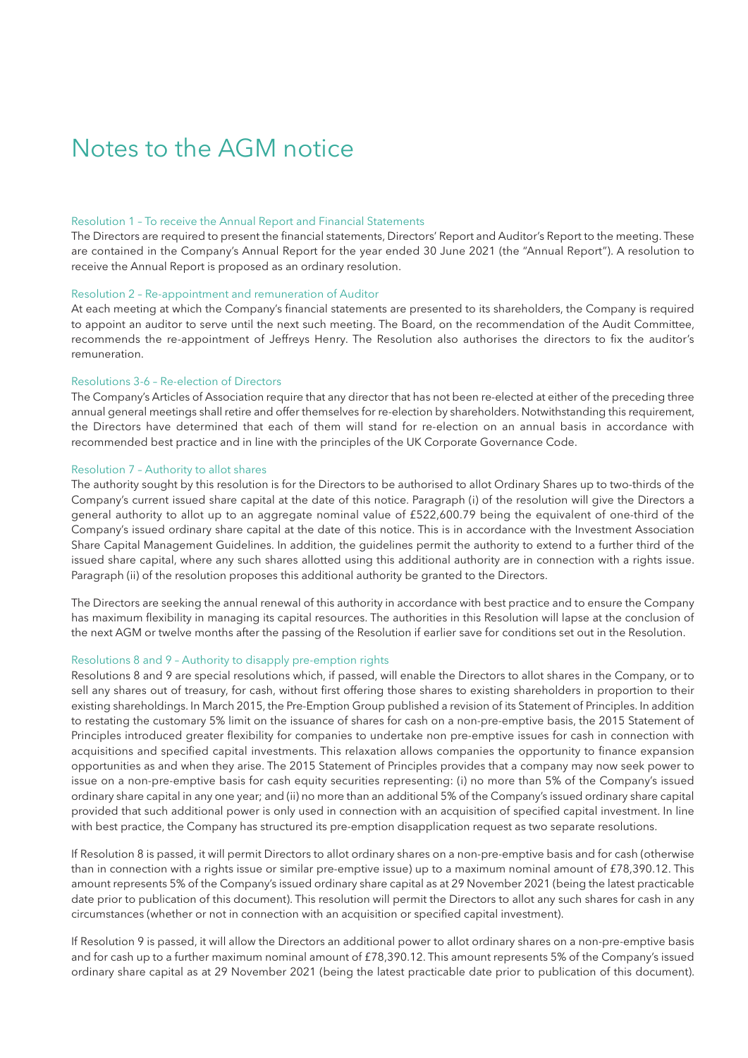# Notes to the AGM notice

### Resolution 1 – To receive the Annual Report and Financial Statements

The Directors are required to present the financial statements, Directors' Report and Auditor's Report to the meeting. These are contained in the Company's Annual Report for the year ended 30 June 2021 (the "Annual Report"). A resolution to receive the Annual Report is proposed as an ordinary resolution.

### Resolution 2 – Re-appointment and remuneration of Auditor

At each meeting at which the Company's financial statements are presented to its shareholders, the Company is required to appoint an auditor to serve until the next such meeting. The Board, on the recommendation of the Audit Committee, recommends the re-appointment of Jeffreys Henry. The Resolution also authorises the directors to fix the auditor's remuneration.

### Resolutions 3-6 – Re-election of Directors

The Company's Articles of Association require that any director that has not been re-elected at either of the preceding three annual general meetings shall retire and offer themselves for re-election by shareholders. Notwithstanding this requirement, the Directors have determined that each of them will stand for re-election on an annual basis in accordance with recommended best practice and in line with the principles of the UK Corporate Governance Code.

### Resolution 7 – Authority to allot shares

The authority sought by this resolution is for the Directors to be authorised to allot Ordinary Shares up to two-thirds of the Company's current issued share capital at the date of this notice. Paragraph (i) of the resolution will give the Directors a general authority to allot up to an aggregate nominal value of £522,600.79 being the equivalent of one-third of the Company's issued ordinary share capital at the date of this notice. This is in accordance with the Investment Association Share Capital Management Guidelines. In addition, the guidelines permit the authority to extend to a further third of the issued share capital, where any such shares allotted using this additional authority are in connection with a rights issue. Paragraph (ii) of the resolution proposes this additional authority be granted to the Directors.

The Directors are seeking the annual renewal of this authority in accordance with best practice and to ensure the Company has maximum flexibility in managing its capital resources. The authorities in this Resolution will lapse at the conclusion of the next AGM or twelve months after the passing of the Resolution if earlier save for conditions set out in the Resolution.

### Resolutions 8 and 9 – Authority to disapply pre-emption rights

Resolutions 8 and 9 are special resolutions which, if passed, will enable the Directors to allot shares in the Company, or to sell any shares out of treasury, for cash, without first offering those shares to existing shareholders in proportion to their existing shareholdings. In March 2015, the Pre-Emption Group published a revision of its Statement of Principles. In addition to restating the customary 5% limit on the issuance of shares for cash on a non-pre-emptive basis, the 2015 Statement of Principles introduced greater flexibility for companies to undertake non pre-emptive issues for cash in connection with acquisitions and specified capital investments. This relaxation allows companies the opportunity to finance expansion opportunities as and when they arise. The 2015 Statement of Principles provides that a company may now seek power to issue on a non-pre-emptive basis for cash equity securities representing: (i) no more than 5% of the Company's issued ordinary share capital in any one year; and (ii) no more than an additional 5% of the Company's issued ordinary share capital provided that such additional power is only used in connection with an acquisition of specified capital investment. In line with best practice, the Company has structured its pre-emption disapplication request as two separate resolutions.

If Resolution 8 is passed, it will permit Directors to allot ordinary shares on a non-pre-emptive basis and for cash (otherwise than in connection with a rights issue or similar pre-emptive issue) up to a maximum nominal amount of £78,390.12. This amount represents 5% of the Company's issued ordinary share capital as at 29 November 2021 (being the latest practicable date prior to publication of this document). This resolution will permit the Directors to allot any such shares for cash in any circumstances (whether or not in connection with an acquisition or specified capital investment).

If Resolution 9 is passed, it will allow the Directors an additional power to allot ordinary shares on a non-pre-emptive basis and for cash up to a further maximum nominal amount of £78,390.12. This amount represents 5% of the Company's issued ordinary share capital as at 29 November 2021 (being the latest practicable date prior to publication of this document).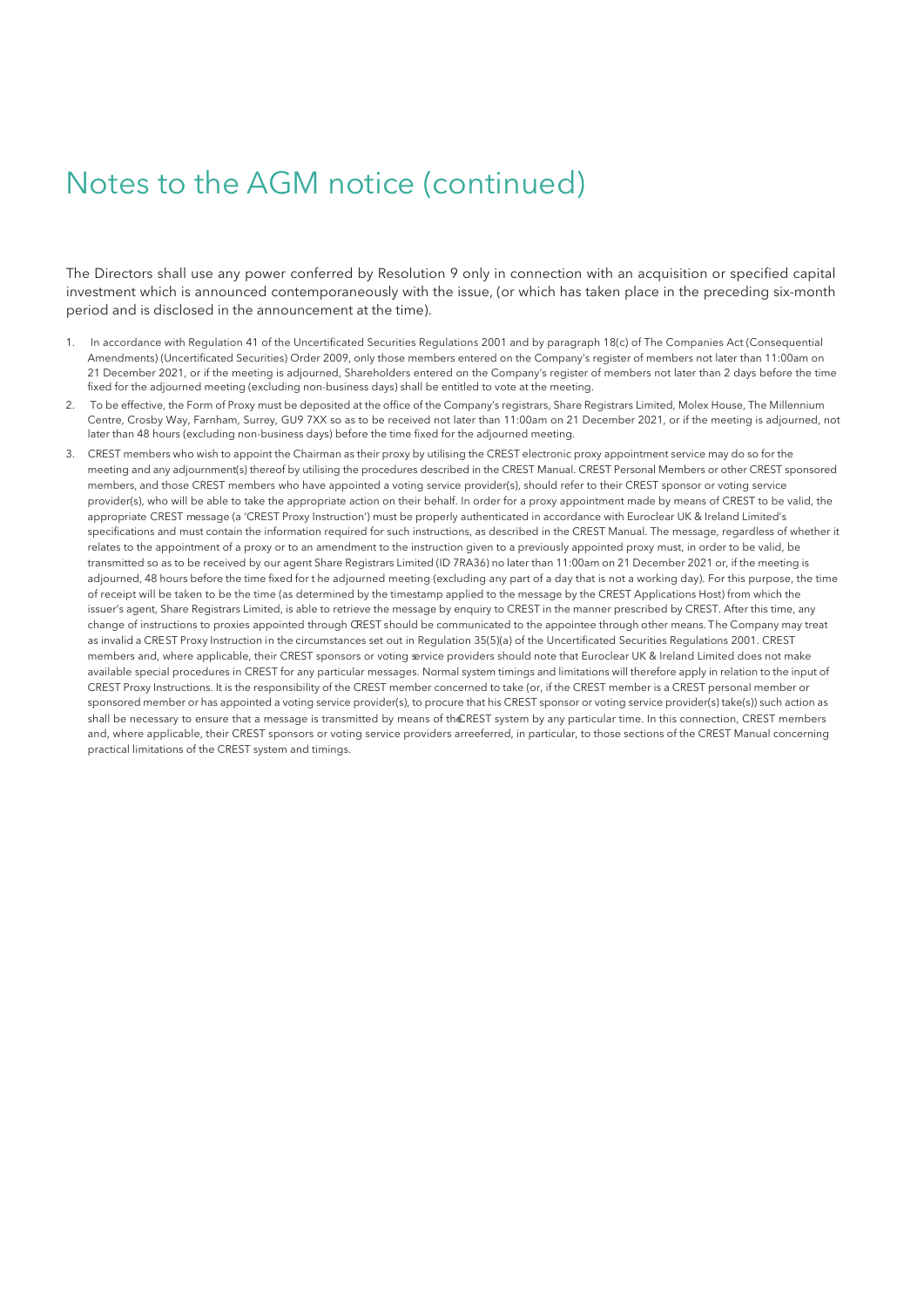# Notes to the AGM notice (continued)

The Directors shall use any power conferred by Resolution 9 only in connection with an acquisition or specified capital investment which is announced contemporaneously with the issue, (or which has taken place in the preceding six-month period and is disclosed in the announcement at the time).

1. In accordance with Regulation 41 of the Uncertificated Securities Regulations 2001 and by paragraph 18(c) of The Companies Act (Consequential Amendments) (Uncertificated Securities) Order 2009, only those members entered on the Company's register of members not later than 11:00am on 21 December 2021, or if the meeting is adjourned, Shareholders entered on the Company's register of members not later than 2 days before the time fixed for the adjourned meeting (excluding non-business days) shall be entitled to vote at the meeting.
2. To be effective, the Form of Proxy must be deposited at the office of the Company's registrars, Share Registrars Limited, Molex House, The Millennium Centre, Crosby Way, Farnham, Surrey, GU9 7XX so as to be received not later than 11:00am on 21 December 2021, or if the meeting is adjourned, not later than 48 hours (excluding non-business days) before the time fixed for the adjourned meeting.
3. CREST members who wish to appoint the Chairman as their proxy by utilising the CREST electronic proxy appointment service may do so for the meeting and any adjournment(s) thereof by utilising the procedures described in the CREST Manual. CREST Personal Members or other CREST sponsored members, and those CREST members who have appointed a voting service provider(s), should refer to their CREST sponsor or voting service provider(s), who will be able to take the appropriate action on their behalf. In order for a proxy appointment made by means of CREST to be valid, the appropriate CREST message (a 'CREST Proxy Instruction') must be properly authenticated in accordance with Euroclear UK & Ireland Limited's specifications and must contain the information required for such instructions, as described in the CREST Manual. The message, regardless of whether it relates to the appointment of a proxy or to an amendment to the instruction given to a previously appointed proxy must, in order to be valid, be transmitted so as to be received by our agent Share Registrars Limited (ID 7RA36) no later than 11:00am on 21 December 2021 or, if the meeting is adjourned, 48 hours before the time fixed for t he adjourned meeting (excluding any part of a day that is not a working day). For this purpose, the time of receipt will be taken to be the time (as determined by the timestamp applied to the message by the CREST Applications Host) from which the issuer's agent, Share Registrars Limited, is able to retrieve the message by enquiry to CREST in the manner prescribed by CREST. After this time, any change of instructions to proxies appointed through CREST should be communicated to the appointee through other means. The Company may treat as invalid a CREST Proxy Instruction in the circumstances set out in Regulation 35(5)(a) of the Uncertificated Securities Regulations 2001. CREST members and, where applicable, their CREST sponsors or voting service providers should note that Euroclear UK & Ireland Limited does not make available special procedures in CREST for any particular messages. Normal system timings and limitations will therefore apply in relation to the input of CREST Proxy Instructions. It is the responsibility of the CREST member concerned to take (or, if the CREST member is a CREST personal member or sponsored member or has appointed a voting service provider(s), to procure that his CREST sponsor or voting service provider(s) take(s)) such action as shall be necessary to ensure that a message is transmitted by means of the CREST system by any particular time. In this connection, CREST members and, where applicable, their CREST sponsors or voting service providers are referred, in particular, to those sections of the CREST Manual concerning practical limitations of the CREST system and timings.